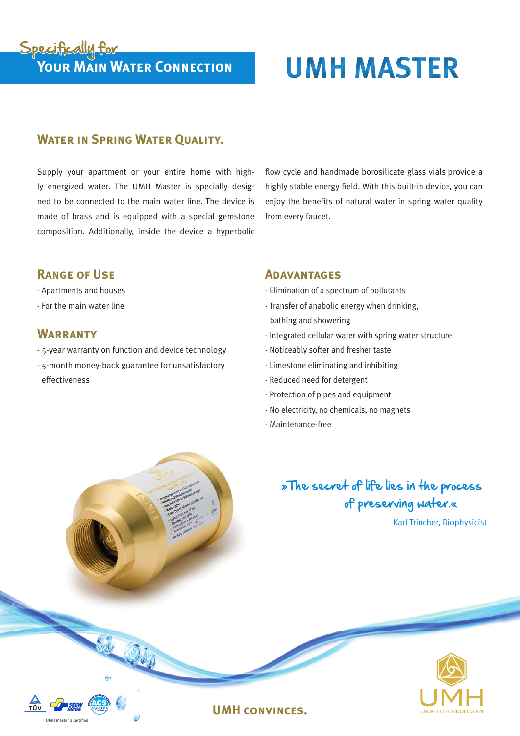Specifically for

# Your Main Water Connection

# UMH MASTER

## Water in Spring Water Quality.

Supply your apartment or your entire home with highly energized water. The UMH Master is specially designed to be connected to the main water line. The device is made of brass and is equipped with a special gemstone composition. Additionally, inside the device a hyperbolic flow cycle and handmade borosilicate glass vials provide a highly stable energy field. With this built-in device, you can enjoy the benefits of natural water in spring water quality from every faucet.

## Range of Use

- Apartments and houses
- For the main water line

## Warranty

- 5-year warranty on function and device technology
- 5-month money-back guarantee for unsatisfactory effectiveness

## Advantages

- Elimination of a spectrum of pollutants
- Transfer of anabolic energy when drinking, bathing and showering
- Integrated cellular water with spring water structure
- Noticeably softer and fresher taste
- Limestone eliminating and inhibiting
- Reduced need for detergent
- Protection of pipes and equipment
- No electricity, no chemicals, no magnets
- Maintenance-free

»The secret of life lies in the process of preserving water.«

Karl Trincher, Biophysicist

UMH Master 2 certified

UMH convinces.

UMH UMWELTTECHNOLOGIEN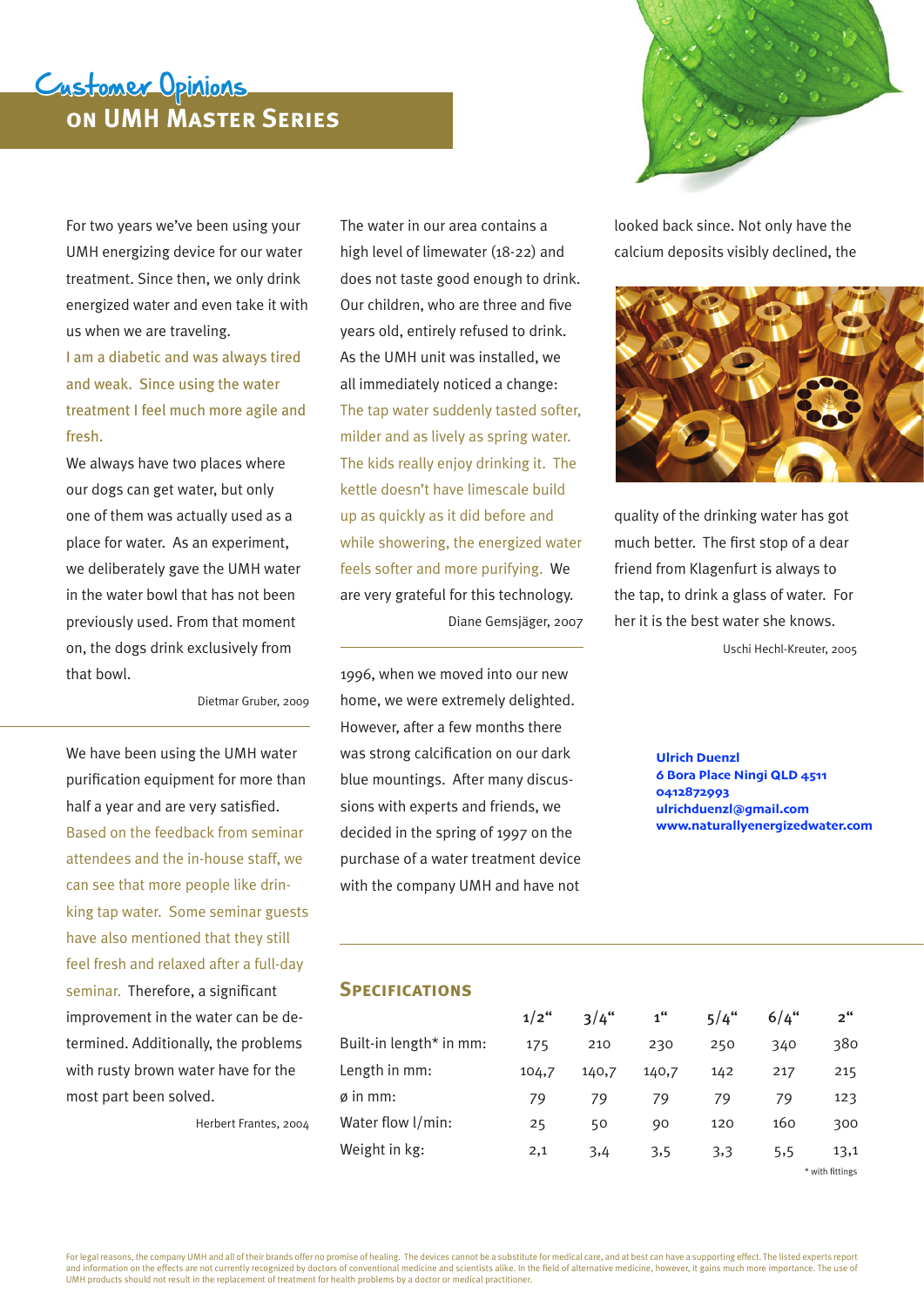# Customer Opinions
## on UMH Master Series

For two years we've been using your UMH energizing device for our water treatment. Since then, we only drink energized water and even take it with us when we are traveling.

I am a diabetic and was always tired and weak. Since using the water treatment I feel much more agile and fresh.

We always have two places where our dogs can get water, but only one of them was actually used as a place for water. As an experiment, we deliberately gave the UMH water in the water bowl that has not been previously used. From that moment on, the dogs drink exclusively from that bowl.

Dietmar Gruber, 2009

---

We have been using the UMH water purification equipment for more than half a year and are very satisfied. Based on the feedback from seminar attendees and the in-house staff, we can see that more people like drinking tap water. Some seminar guests have also mentioned that they still feel fresh and relaxed after a full-day seminar. Therefore, a significant improvement in the water can be determined. Additionally, the problems with rusty brown water have for the most part been solved.

Herbert Frantes, 2004

---

The water in our area contains a high level of limewater (18-22) and does not taste good enough to drink. Our children, who are three and five years old, entirely refused to drink. As the UMH unit was installed, we all immediately noticed a change: The tap water suddenly tasted softer, milder and as lively as spring water. The kids really enjoy drinking it. The kettle doesn't have limescale build up as quickly as it did before and while showering, the energized water feels softer and more purifying. We are very grateful for this technology.

Diane Gemsjäger, 2007

---

1996, when we moved into our new home, we were extremely delighted. However, after a few months there was strong calcification on our dark blue mountings. After many discussions with experts and friends, we decided in the spring of 1997 on the purchase of a water treatment device with the company UMH and have not looked back since. Not only have the calcium deposits visibly declined, the quality of the drinking water has got much better. The first stop of a dear friend from Klagenfurt is always to the tap, to drink a glass of water. For her it is the best water she knows.

Uschi Hechl-Kreuter, 2005

**Ulrich Duenzl**
**6 Bora Place Ningi QLD 4511**
**0412872993**
**ulrichduenzl@gmail.com**
**www.naturallyenergizedwater.com**

## Specifications

| | 1/2“ | 3/4“ | 1“ | 5/4“ | 6/4“ | 2“ |
|---|---|---|---|---|---|---|
| Built-in length* in mm: | 175 | 210 | 230 | 250 | 340 | 380 |
| Length in mm: | 104,7 | 140,7 | 140,7 | 142 | 217 | 215 |
| ø in mm: | 79 | 79 | 79 | 79 | 79 | 123 |
| Water flow l/min: | 25 | 50 | 90 | 120 | 160 | 300 |
| Weight in kg: | 2,1 | 3,4 | 3,5 | 3,3 | 5,5 | 13,1 |

\* with fittings

For legal reasons, the company UMH and all of their brands offer no promise of healing. The devices cannot be a substitute for medical care, and at best can have a supporting effect. The listed experts report and information on the effects are not currently recognized by doctors of conventional medicine and scientists alike. In the field of alternative medicine, however, it gains much more importance. The use of UMH products should not result in the replacement of treatment for health problems by a doctor or medical practitioner.